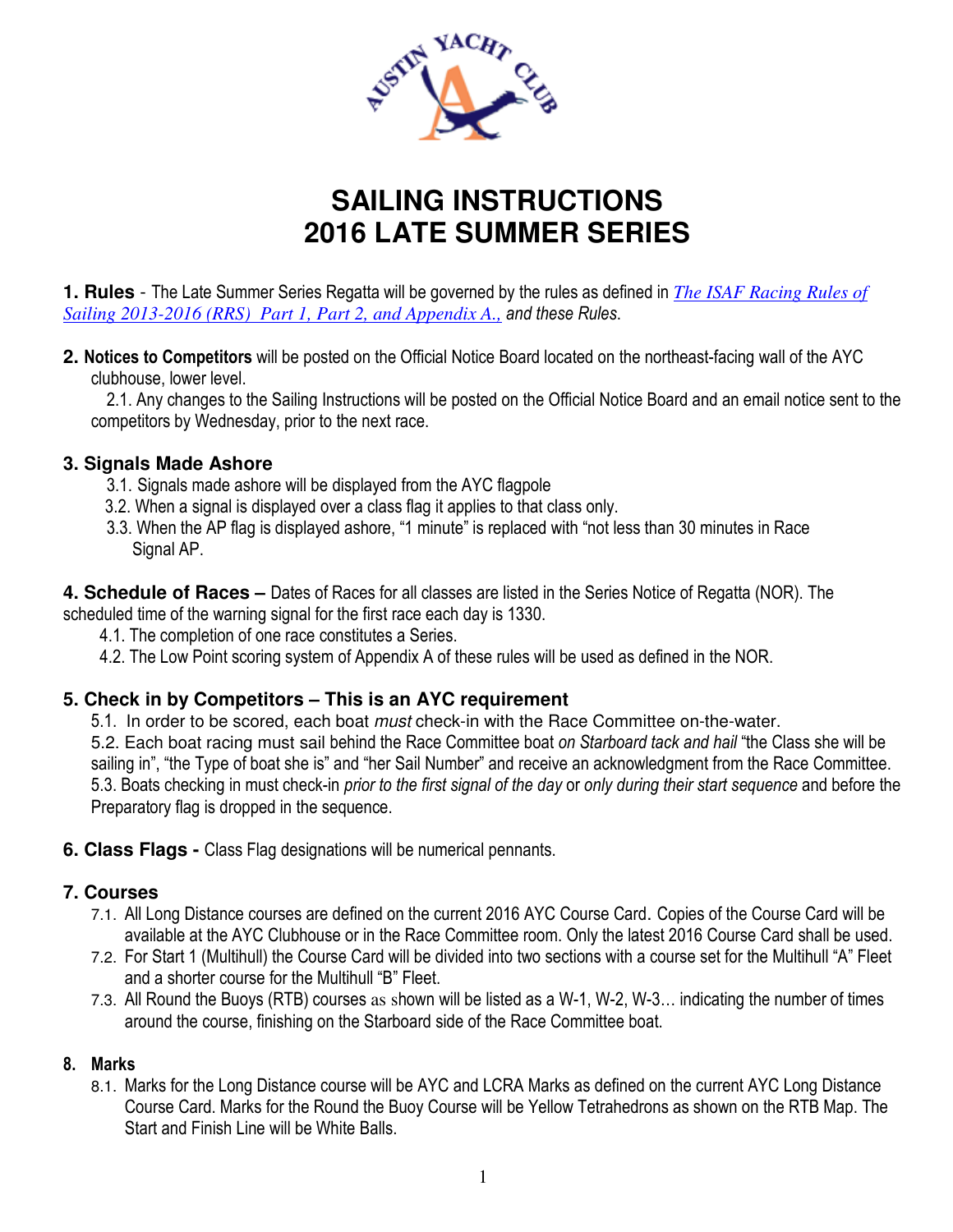# SAILING INSTRUCTIONS
# 2016 LATE SUMMER SERIES

**1. Rules** - The Late Summer Series Regatta will be governed by the rules as defined in *The ISAF Racing Rules of Sailing 2013-2016 (RRS) Part 1, Part 2, and Appendix A.,* *and these Rules.*

**2. Notices to Competitors** will be posted on the Official Notice Board located on the northeast-facing wall of the AYC clubhouse, lower level.

2.1. Any changes to the Sailing Instructions will be posted on the Official Notice Board and an email notice sent to the competitors by Wednesday, prior to the next race.

## 3. Signals Made Ashore

3.1. Signals made ashore will be displayed from the AYC flagpole

3.2. When a signal is displayed over a class flag it applies to that class only.

3.3. When the AP flag is displayed ashore, "1 minute" is replaced with "not less than 30 minutes in Race Signal AP.

**4. Schedule of Races –** Dates of Races for all classes are listed in the Series Notice of Regatta (NOR). The scheduled time of the warning signal for the first race each day is 1330.

4.1. The completion of one race constitutes a Series.

4.2. The Low Point scoring system of Appendix A of these rules will be used as defined in the NOR.

## 5. Check in by Competitors – This is an AYC requirement

5.1. In order to be scored, each boat *must* check-in with the Race Committee on-the-water.

5.2. Each boat racing must sail behind the Race Committee boat *on Starboard tack and hail* "the Class she will be sailing in", "the Type of boat she is" and "her Sail Number" and receive an acknowledgment from the Race Committee.

5.3. Boats checking in must check-in *prior to the first signal of the day* or *only during their start sequence* and before the Preparatory flag is dropped in the sequence.

**6. Class Flags -** Class Flag designations will be numerical pennants.

## 7. Courses

7.1. All Long Distance courses are defined on the current 2016 AYC Course Card. Copies of the Course Card will be available at the AYC Clubhouse or in the Race Committee room. Only the latest 2016 Course Card shall be used.

7.2. For Start 1 (Multihull) the Course Card will be divided into two sections with a course set for the Multihull "A" Fleet and a shorter course for the Multihull "B" Fleet.

7.3. All Round the Buoys (RTB) courses as shown will be listed as a W-1, W-2, W-3… indicating the number of times around the course, finishing on the Starboard side of the Race Committee boat.

**8. Marks**

8.1. Marks for the Long Distance course will be AYC and LCRA Marks as defined on the current AYC Long Distance Course Card. Marks for the Round the Buoy Course will be Yellow Tetrahedrons as shown on the RTB Map. The Start and Finish Line will be White Balls.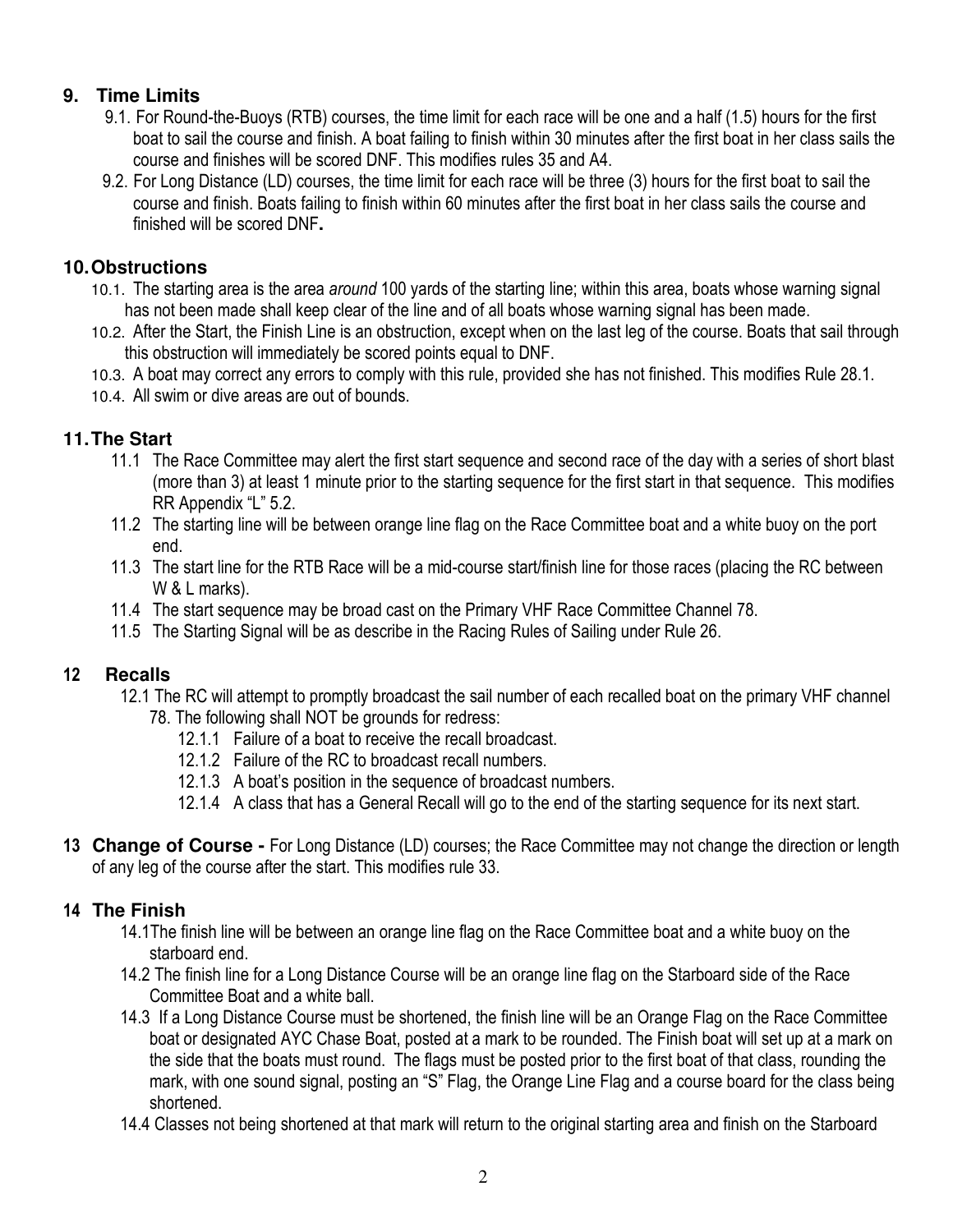## 9. Time Limits

9.1. For Round-the-Buoys (RTB) courses, the time limit for each race will be one and a half (1.5) hours for the first boat to sail the course and finish. A boat failing to finish within 30 minutes after the first boat in her class sails the course and finishes will be scored DNF. This modifies rules 35 and A4.

9.2. For Long Distance (LD) courses, the time limit for each race will be three (3) hours for the first boat to sail the course and finish. Boats failing to finish within 60 minutes after the first boat in her class sails the course and finished will be scored DNF**.**

## 10. Obstructions

10.1. The starting area is the area *around* 100 yards of the starting line; within this area, boats whose warning signal has not been made shall keep clear of the line and of all boats whose warning signal has been made.

10.2. After the Start, the Finish Line is an obstruction, except when on the last leg of the course. Boats that sail through this obstruction will immediately be scored points equal to DNF.

10.3. A boat may correct any errors to comply with this rule, provided she has not finished. This modifies Rule 28.1.

10.4. All swim or dive areas are out of bounds.

## 11. The Start

11.1 The Race Committee may alert the first start sequence and second race of the day with a series of short blast (more than 3) at least 1 minute prior to the starting sequence for the first start in that sequence. This modifies RR Appendix "L" 5.2.

11.2 The starting line will be between orange line flag on the Race Committee boat and a white buoy on the port end.

11.3 The start line for the RTB Race will be a mid-course start/finish line for those races (placing the RC between W & L marks).

11.4 The start sequence may be broad cast on the Primary VHF Race Committee Channel 78.

11.5 The Starting Signal will be as describe in the Racing Rules of Sailing under Rule 26.

## 12 Recalls

12.1 The RC will attempt to promptly broadcast the sail number of each recalled boat on the primary VHF channel 78. The following shall NOT be grounds for redress:

12.1.1 Failure of a boat to receive the recall broadcast.

12.1.2 Failure of the RC to broadcast recall numbers.

12.1.3 A boat's position in the sequence of broadcast numbers.

12.1.4 A class that has a General Recall will go to the end of the starting sequence for its next start.

**13 Change of Course -** For Long Distance (LD) courses; the Race Committee may not change the direction or length of any leg of the course after the start. This modifies rule 33.

## 14 The Finish

14.1The finish line will be between an orange line flag on the Race Committee boat and a white buoy on the starboard end.

14.2 The finish line for a Long Distance Course will be an orange line flag on the Starboard side of the Race Committee Boat and a white ball.

14.3 If a Long Distance Course must be shortened, the finish line will be an Orange Flag on the Race Committee boat or designated AYC Chase Boat, posted at a mark to be rounded. The Finish boat will set up at a mark on the side that the boats must round. The flags must be posted prior to the first boat of that class, rounding the mark, with one sound signal, posting an "S" Flag, the Orange Line Flag and a course board for the class being shortened.

14.4 Classes not being shortened at that mark will return to the original starting area and finish on the Starboard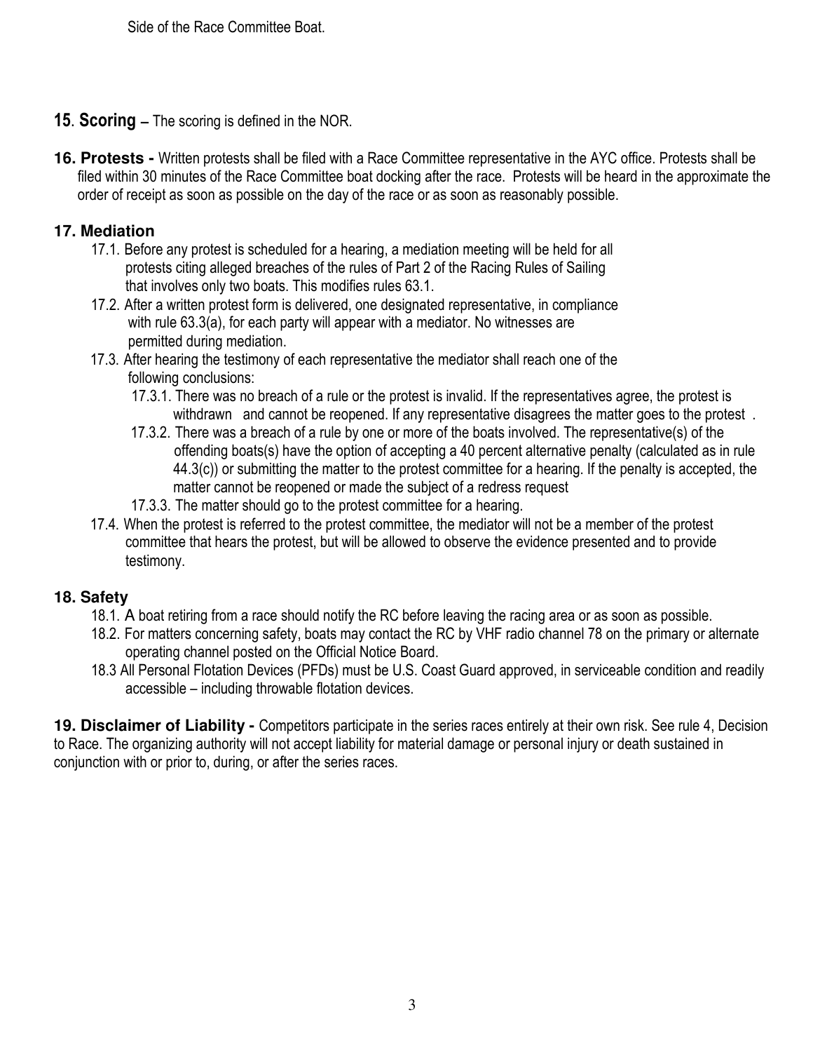Side of the Race Committee Boat.

**15. Scoring** – The scoring is defined in the NOR.

**16. Protests -** Written protests shall be filed with a Race Committee representative in the AYC office. Protests shall be filed within 30 minutes of the Race Committee boat docking after the race. Protests will be heard in the approximate the order of receipt as soon as possible on the day of the race or as soon as reasonably possible.

**17. Mediation**

17.1. Before any protest is scheduled for a hearing, a mediation meeting will be held for all protests citing alleged breaches of the rules of Part 2 of the Racing Rules of Sailing that involves only two boats. This modifies rules 63.1.

17.2. After a written protest form is delivered, one designated representative, in compliance with rule 63.3(a), for each party will appear with a mediator. No witnesses are permitted during mediation.

17.3. After hearing the testimony of each representative the mediator shall reach one of the following conclusions:

17.3.1. There was no breach of a rule or the protest is invalid. If the representatives agree, the protest is withdrawn and cannot be reopened. If any representative disagrees the matter goes to the protest .

17.3.2. There was a breach of a rule by one or more of the boats involved. The representative(s) of the offending boats(s) have the option of accepting a 40 percent alternative penalty (calculated as in rule 44.3(c)) or submitting the matter to the protest committee for a hearing. If the penalty is accepted, the matter cannot be reopened or made the subject of a redress request

17.3.3. The matter should go to the protest committee for a hearing.

17.4. When the protest is referred to the protest committee, the mediator will not be a member of the protest committee that hears the protest, but will be allowed to observe the evidence presented and to provide testimony.

**18. Safety**

18.1. A boat retiring from a race should notify the RC before leaving the racing area or as soon as possible.

18.2. For matters concerning safety, boats may contact the RC by VHF radio channel 78 on the primary or alternate operating channel posted on the Official Notice Board.

18.3 All Personal Flotation Devices (PFDs) must be U.S. Coast Guard approved, in serviceable condition and readily accessible – including throwable flotation devices.

**19. Disclaimer of Liability -** Competitors participate in the series races entirely at their own risk. See rule 4, Decision to Race. The organizing authority will not accept liability for material damage or personal injury or death sustained in conjunction with or prior to, during, or after the series races.